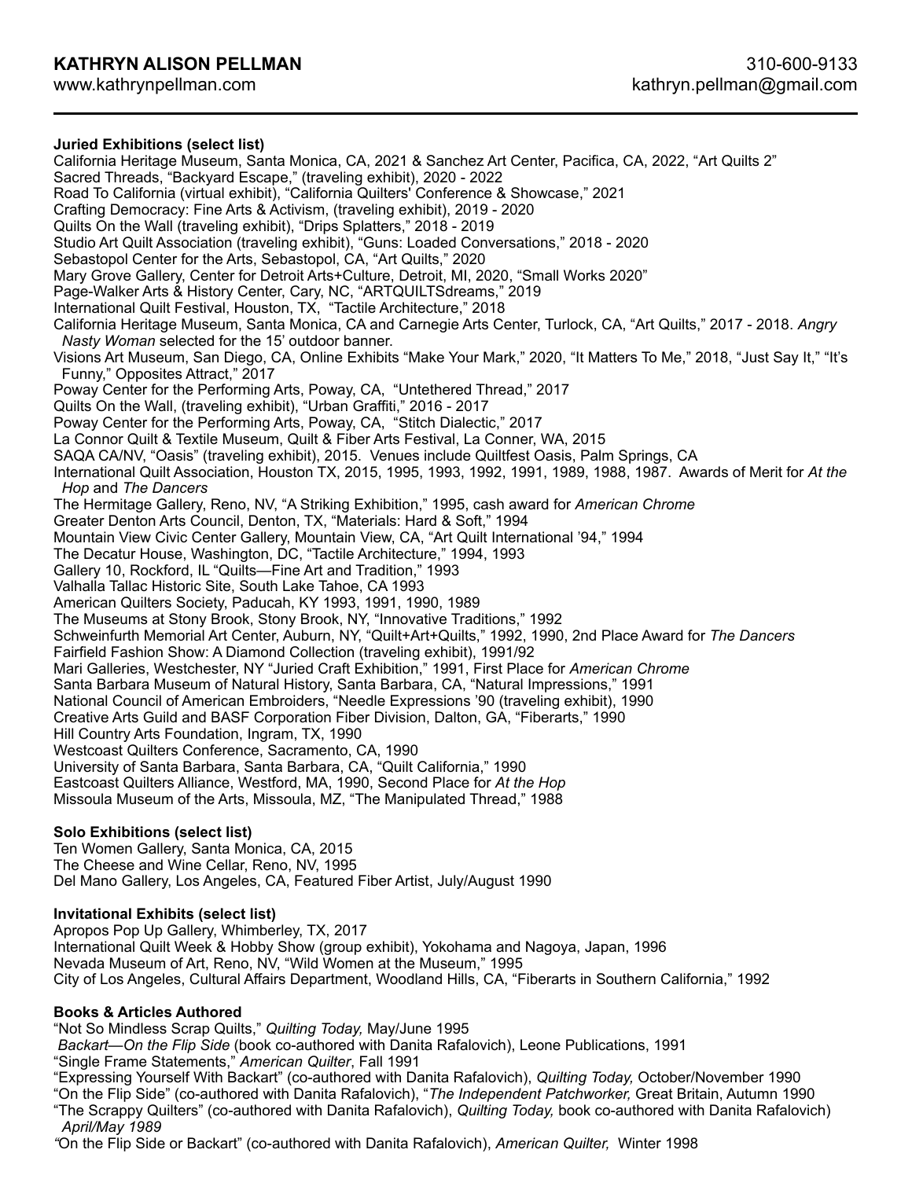**KATHRYN ALISON PELLMAN** 310-600-9133
www.kathrynpellman.com kathryn.pellman@gmail.com

---

**Juried Exhibitions (select list)**

California Heritage Museum, Santa Monica, CA, 2021 & Sanchez Art Center, Pacifica, CA, 2022, "Art Quilts 2"
Sacred Threads, "Backyard Escape," (traveling exhibit), 2020 - 2022
Road To California (virtual exhibit), "California Quilters' Conference & Showcase," 2021
Crafting Democracy: Fine Arts & Activism, (traveling exhibit), 2019 - 2020
Quilts On the Wall (traveling exhibit), "Drips Splatters," 2018 - 2019
Studio Art Quilt Association (traveling exhibit), "Guns: Loaded Conversations," 2018 - 2020
Sebastopol Center for the Arts, Sebastopol, CA, "Art Quilts," 2020
Mary Grove Gallery, Center for Detroit Arts+Culture, Detroit, MI, 2020, "Small Works 2020"
Page-Walker Arts & History Center, Cary, NC, "ARTQUILTSdreams," 2019
International Quilt Festival, Houston, TX, "Tactile Architecture," 2018
California Heritage Museum, Santa Monica, CA and Carnegie Arts Center, Turlock, CA, "Art Quilts," 2017 - 2018. *Angry Nasty Woman* selected for the 15' outdoor banner.
Visions Art Museum, San Diego, CA, Online Exhibits "Make Your Mark," 2020, "It Matters To Me," 2018, "Just Say It," "It's Funny," Opposites Attract," 2017
Poway Center for the Performing Arts, Poway, CA, "Untethered Thread," 2017
Quilts On the Wall, (traveling exhibit), "Urban Graffiti," 2016 - 2017
Poway Center for the Performing Arts, Poway, CA, "Stitch Dialectic," 2017
La Connor Quilt & Textile Museum, Quilt & Fiber Arts Festival, La Conner, WA, 2015
SAQA CA/NV, "Oasis" (traveling exhibit), 2015. Venues include Quiltfest Oasis, Palm Springs, CA
International Quilt Association, Houston TX, 2015, 1995, 1993, 1992, 1991, 1989, 1988, 1987. Awards of Merit for *At the Hop* and *The Dancers*
The Hermitage Gallery, Reno, NV, "A Striking Exhibition," 1995, cash award for *American Chrome*
Greater Denton Arts Council, Denton, TX, "Materials: Hard & Soft," 1994
Mountain View Civic Center Gallery, Mountain View, CA, "Art Quilt International '94," 1994
The Decatur House, Washington, DC, "Tactile Architecture," 1994, 1993
Gallery 10, Rockford, IL "Quilts—Fine Art and Tradition," 1993
Valhalla Tallac Historic Site, South Lake Tahoe, CA 1993
American Quilters Society, Paducah, KY 1993, 1991, 1990, 1989
The Museums at Stony Brook, Stony Brook, NY, "Innovative Traditions," 1992
Schweinfurth Memorial Art Center, Auburn, NY, "Quilt+Art+Quilts," 1992, 1990, 2nd Place Award for *The Dancers*
Fairfield Fashion Show: A Diamond Collection (traveling exhibit), 1991/92
Mari Galleries, Westchester, NY "Juried Craft Exhibition," 1991, First Place for *American Chrome*
Santa Barbara Museum of Natural History, Santa Barbara, CA, "Natural Impressions," 1991
National Council of American Embroiders, "Needle Expressions '90 (traveling exhibit), 1990
Creative Arts Guild and BASF Corporation Fiber Division, Dalton, GA, "Fiberarts," 1990
Hill Country Arts Foundation, Ingram, TX, 1990
Westcoast Quilters Conference, Sacramento, CA, 1990
University of Santa Barbara, Santa Barbara, CA, "Quilt California," 1990
Eastcoast Quilters Alliance, Westford, MA, 1990, Second Place for *At the Hop*
Missoula Museum of the Arts, Missoula, MZ, "The Manipulated Thread," 1988

**Solo Exhibitions (select list)**

Ten Women Gallery, Santa Monica, CA, 2015
The Cheese and Wine Cellar, Reno, NV, 1995
Del Mano Gallery, Los Angeles, CA, Featured Fiber Artist, July/August 1990

**Invitational Exhibits (select list)**

Apropos Pop Up Gallery, Whimberley, TX, 2017
International Quilt Week & Hobby Show (group exhibit), Yokohama and Nagoya, Japan, 1996
Nevada Museum of Art, Reno, NV, "Wild Women at the Museum," 1995
City of Los Angeles, Cultural Affairs Department, Woodland Hills, CA, "Fiberarts in Southern California," 1992

**Books & Articles Authored**

"Not So Mindless Scrap Quilts," *Quilting Today,* May/June 1995
*Backart—On the Flip Side* (book co-authored with Danita Rafalovich), Leone Publications, 1991
"Single Frame Statements," *American Quilter*, Fall 1991
"Expressing Yourself With Backart" (co-authored with Danita Rafalovich), *Quilting Today,* October/November 1990
"On the Flip Side" (co-authored with Danita Rafalovich), "*The Independent Patchworker,* Great Britain, Autumn 1990
"The Scrappy Quilters" (co-authored with Danita Rafalovich), *Quilting Today,* book co-authored with Danita Rafalovich) *April/May 1989*
*"*On the Flip Side or Backart" (co-authored with Danita Rafalovich), *American Quilter,* Winter 1998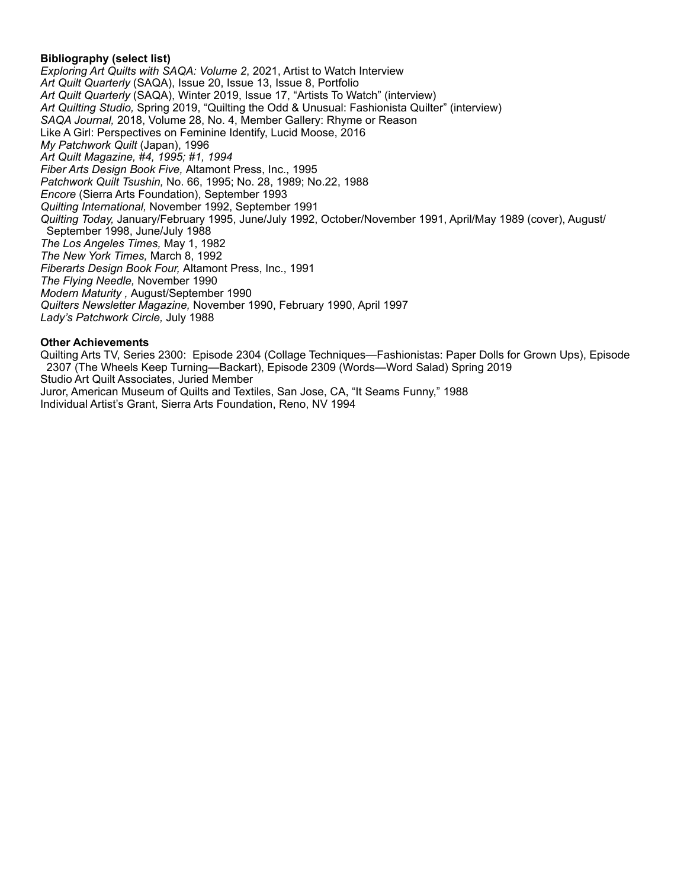**Bibliography (select list)**

*Exploring Art Quilts with SAQA: Volume 2*, 2021, Artist to Watch Interview
*Art Quilt Quarterly* (SAQA), Issue 20, Issue 13, Issue 8, Portfolio
*Art Quilt Quarterly* (SAQA), Winter 2019, Issue 17, "Artists To Watch" (interview)
*Art Quilting Studio,* Spring 2019, "Quilting the Odd & Unusual: Fashionista Quilter" (interview)
*SAQA Journal,* 2018, Volume 28, No. 4, Member Gallery: Rhyme or Reason
Like A Girl: Perspectives on Feminine Identify, Lucid Moose, 2016
*My Patchwork Quilt* (Japan), 1996
*Art Quilt Magazine, #4, 1995; #1, 1994*
*Fiber Arts Design Book Five,* Altamont Press, Inc., 1995
*Patchwork Quilt Tsushin,* No. 66, 1995; No. 28, 1989; No.22, 1988
*Encore* (Sierra Arts Foundation), September 1993
*Quilting International,* November 1992, September 1991
*Quilting Today,* January/February 1995, June/July 1992, October/November 1991, April/May 1989 (cover), August/September 1998, June/July 1988
*The Los Angeles Times,* May 1, 1982
*The New York Times,* March 8, 1992
*Fiberarts Design Book Four,* Altamont Press, Inc., 1991
*The Flying Needle,* November 1990
*Modern Maturity ,* August/September 1990
*Quilters Newsletter Magazine,* November 1990, February 1990, April 1997
*Lady's Patchwork Circle,* July 1988

**Other Achievements**

Quilting Arts TV, Series 2300: Episode 2304 (Collage Techniques—Fashionistas: Paper Dolls for Grown Ups), Episode 2307 (The Wheels Keep Turning—Backart), Episode 2309 (Words—Word Salad) Spring 2019
Studio Art Quilt Associates, Juried Member
Juror, American Museum of Quilts and Textiles, San Jose, CA, "It Seams Funny," 1988
Individual Artist's Grant, Sierra Arts Foundation, Reno, NV 1994